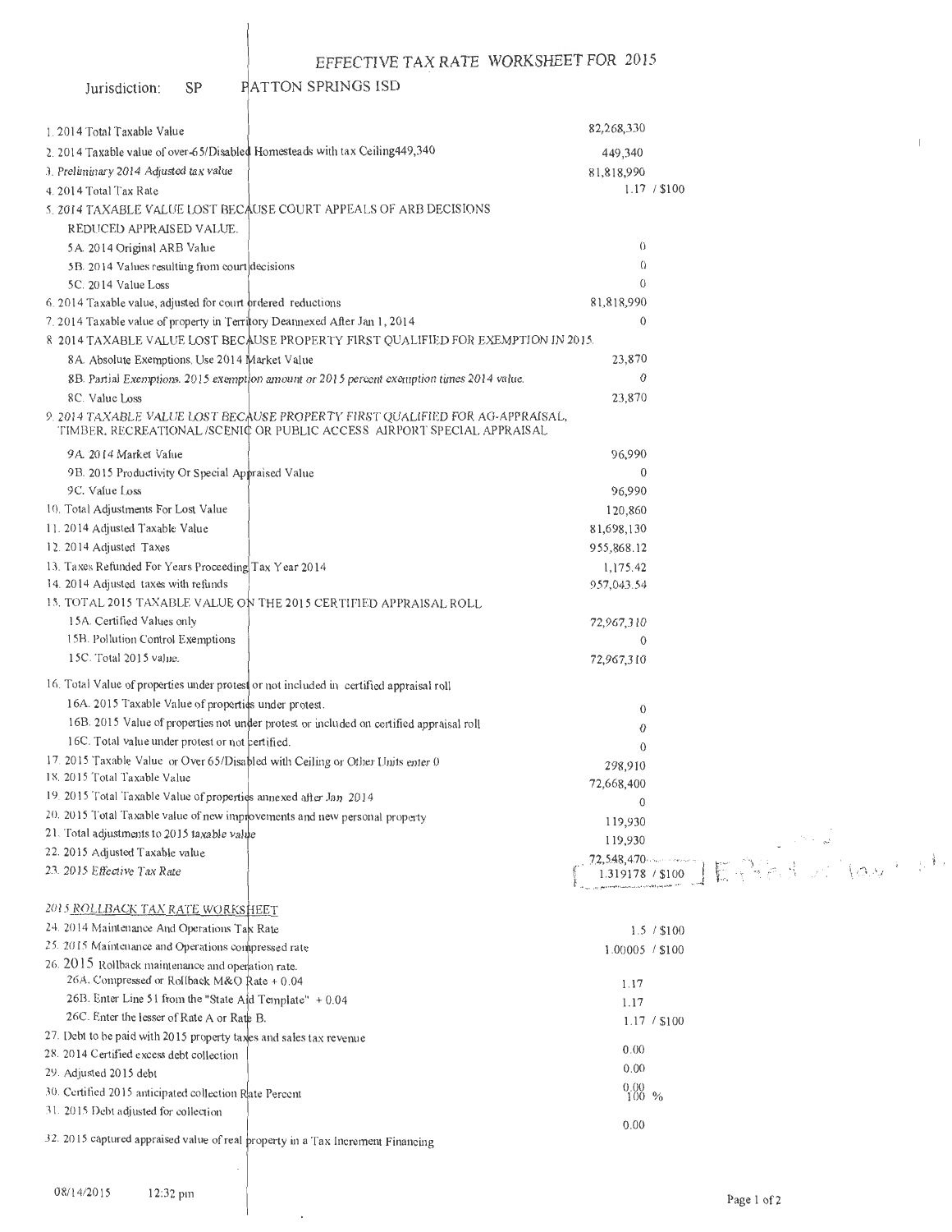# EFFECTIVE TAX RATE WORKSHEET FOR 2015

Jurisdiction: SP PATTON SPRINGS ISD

| | |
|---|---|
| 1. 2014 Total Taxable Value | 82,268,330 |
| 2. 2014 Taxable value of over-65/Disabled Homesteads with tax Ceiling449,340 | 449,340 |
| 3. Preliminary 2014 Adjusted tax value | 81,818,990 |
| 4. 2014 Total Tax Rate | 1.17 / $100 |
| 5. 2014 TAXABLE VALUE LOST BECAUSE COURT APPEALS OF ARB DECISIONS REDUCED APPRAISED VALUE. | |
| 5A. 2014 Original ARB Value | 0 |
| 5B. 2014 Values resulting from court decisions | 0 |
| 5C. 2014 Value Loss | 0 |
| 6. 2014 Taxable value, adjusted for court ordered reductions | 81,818,990 |
| 7. 2014 Taxable value of property in Territory Deannexed After Jan 1, 2014 | 0 |
| 8. 2014 TAXABLE VALUE LOST BECAUSE PROPERTY FIRST QUALIFIED FOR EXEMPTION IN 2015. | |
| 8A. Absolute Exemptions. Use 2014 Market Value | 23,870 |
| 8B. Partial Exemptions. 2015 exemption amount or 2015 percent exemption times 2014 value. | 0 |
| 8C. Value Loss | 23,870 |
| 9. 2014 TAXABLE VALUE LOST BECAUSE PROPERTY FIRST QUALIFIED FOR AG-APPRAISAL, TIMBER, RECREATIONAL/SCENIC OR PUBLIC ACCESS AIRPORT SPECIAL APPRAISAL | |
| 9A. 2014 Market Value | 96,990 |
| 9B. 2015 Productivity Or Special Appraised Value | 0 |
| 9C. Value Loss | 96,990 |
| 10. Total Adjustments For Lost Value | 120,860 |
| 11. 2014 Adjusted Taxable Value | 81,698,130 |
| 12. 2014 Adjusted Taxes | 955,868.12 |
| 13. Taxes Refunded For Years Proceeding Tax Year 2014 | 1,175.42 |
| 14. 2014 Adjusted taxes with refunds | 957,043.54 |
| 15. TOTAL 2015 TAXABLE VALUE ON THE 2015 CERTIFIED APPRAISAL ROLL | |
| 15A. Certified Values only | 72,967,310 |
| 15B. Pollution Control Exemptions | 0 |
| 15C. Total 2015 value. | 72,967,310 |
| 16. Total Value of properties under protest or not included in certified appraisal roll | |
| 16A. 2015 Taxable Value of properties under protest. | 0 |
| 16B. 2015 Value of properties not under protest or included on certified appraisal roll | 0 |
| 16C. Total value under protest or not certified. | 0 |
| 17. 2015 Taxable Value or Over 65/Disabled with Ceiling or Other Units enter 0 | 298,910 |
| 18. 2015 Total Taxable Value | 72,668,400 |
| 19. 2015 Total Taxable Value of properties annexed after Jan 2014 | 0 |
| 20. 2015 Total Taxable value of new improvements and new personal property | 119,930 |
| 21. Total adjustments to 2015 taxable value | 119,930 |
| 22. 2015 Adjusted Taxable value | 72,548,470 |
| 23. 2015 Effective Tax Rate | 1.319178 / $100 |

## 2015 ROLLBACK TAX RATE WORKSHEET

| | |
|---|---|
| 24. 2014 Maintenance And Operations Tax Rate | 1.5 / $100 |
| 25. 2015 Maintenance and Operations compressed rate | 1.00005 / $100 |
| 26. 2015 Rollback maintenance and operation rate. | |
| 26A. Compressed or Rollback M&O Rate + 0.04 | 1.17 |
| 26B. Enter Line 51 from the "State Aid Template" + 0.04 | 1.17 |
| 26C. Enter the lesser of Rate A or Rate B. | 1.17 / $100 |
| 27. Debt to be paid with 2015 property taxes and sales tax revenue | 0.00 |
| 28. 2014 Certified excess debt collection | 0.00 |
| 29. Adjusted 2015 debt | 0.00 |
| 30. Certified 2015 anticipated collection Rate Percent | 100 % |
| 31. 2015 Debt adjusted for collection | 0.00 |
| 32. 2015 captured appraised value of real property in a Tax Increment Financing | |

08/14/2015 12:32 pm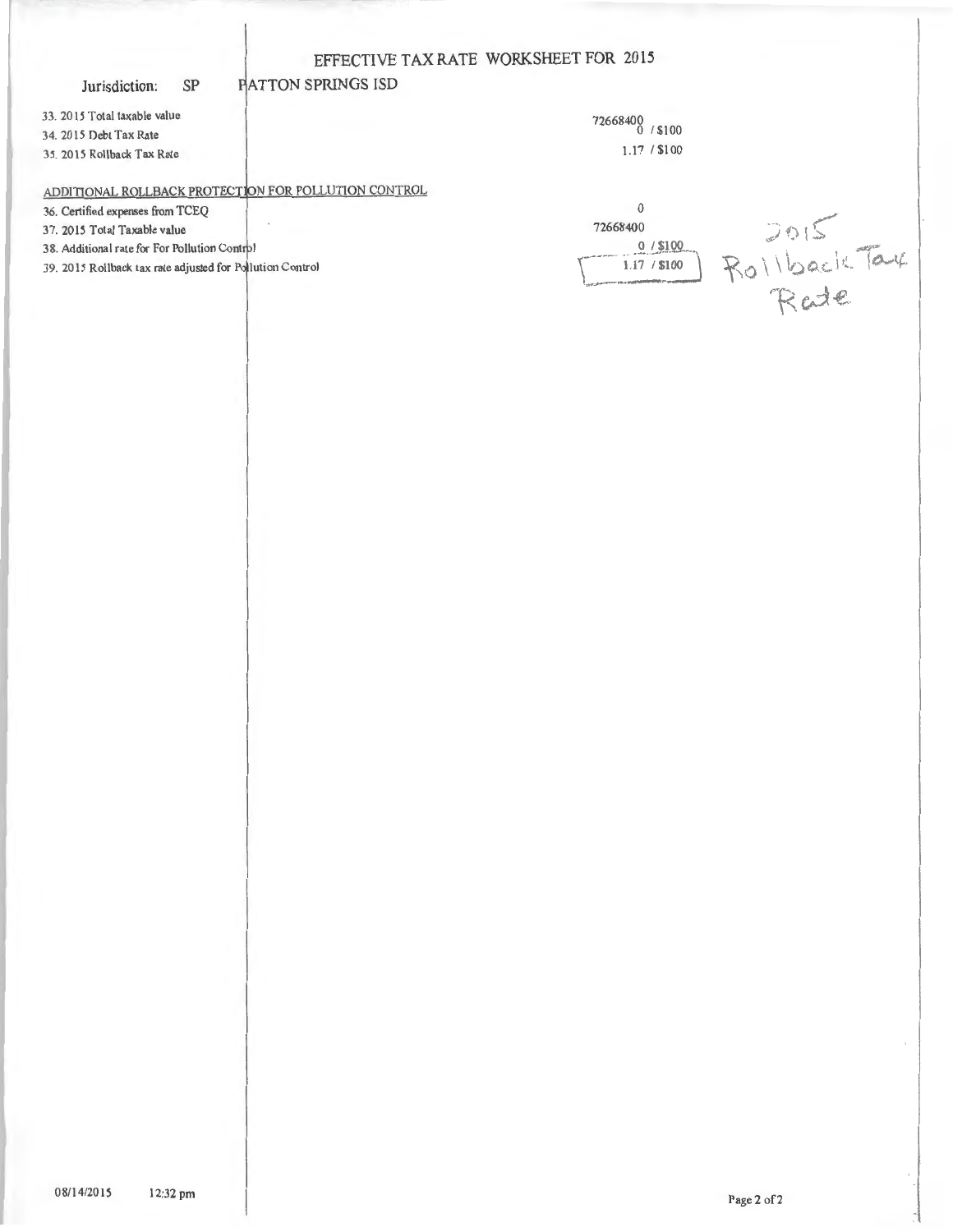# EFFECTIVE TAX RATE WORKSHEET FOR 2015

Jurisdiction: SP PATTON SPRINGS ISD

| | |
|---|---|
| 33. 2015 Total taxable value | 72668400 |
| 34. 2015 Debt Tax Rate | 0 / $100 |
| 35. 2015 Rollback Tax Rate | 1.17 / $100 |

ADDITIONAL ROLLBACK PROTECTION FOR POLLUTION CONTROL

| | |
|---|---|
| 36. Certified expenses from TCEQ | 0 |
| 37. 2015 Total Taxable value | 72668400 |
| 38. Additional rate for For Pollution Control | 0 / $100 |
| 39. 2015 Rollback tax rate adjusted for Pollution Control | 1.17 / $100 |

2015 Rollback Tax Rate

08/14/2015 12:32 pm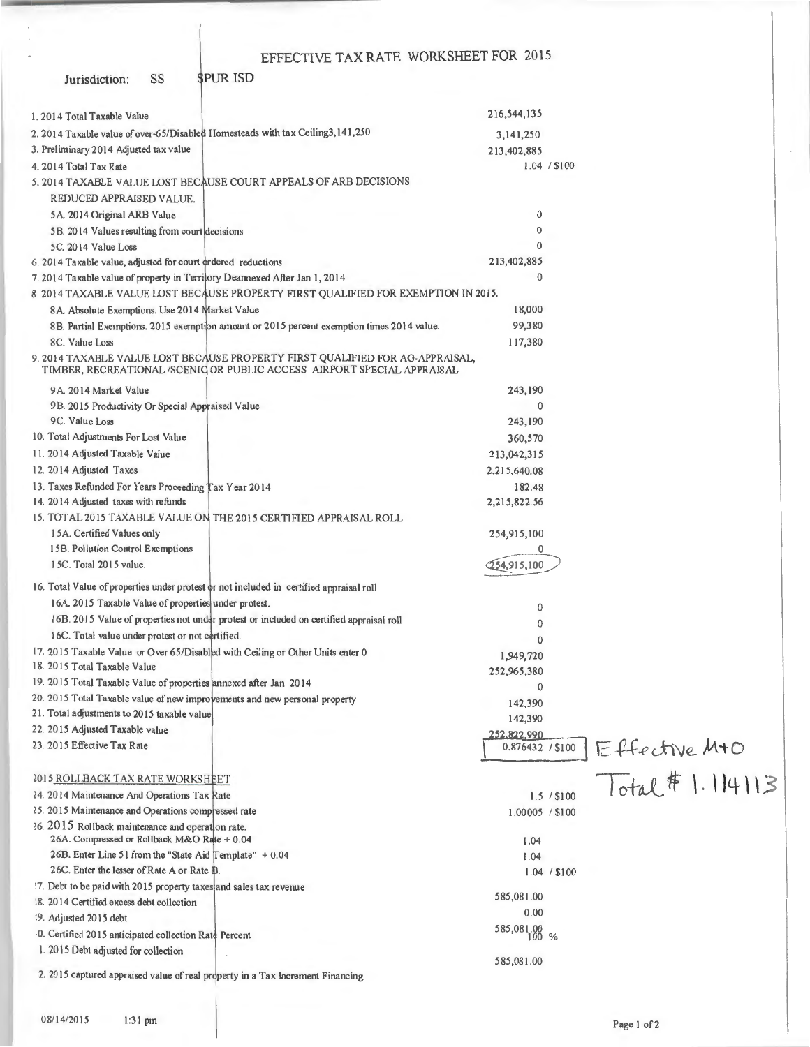# EFFECTIVE TAX RATE WORKSHEET FOR 2015

Jurisdiction: SS SPUR ISD

| Item | Value |
|---|---|
| 1. 2014 Total Taxable Value | 216,544,135 |
| 2. 2014 Taxable value of over-65/Disabled Homesteads with tax Ceiling3,141,250 | 3,141,250 |
| 3. Preliminary 2014 Adjusted tax value | 213,402,885 |
| 4. 2014 Total Tax Rate | 1.04 / $100 |
| 5. 2014 TAXABLE VALUE LOST BECAUSE COURT APPEALS OF ARB DECISIONS REDUCED APPRAISED VALUE. | |
| 5A. 2014 Original ARB Value | 0 |
| 5B. 2014 Values resulting from court decisions | 0 |
| 5C. 2014 Value Loss | 0 |
| 6. 2014 Taxable value, adjusted for court ordered reductions | 213,402,885 |
| 7. 2014 Taxable value of property in Territory Deannexed After Jan 1, 2014 | 0 |
| 8 2014 TAXABLE VALUE LOST BECAUSE PROPERTY FIRST QUALIFIED FOR EXEMPTION IN 2015. | |
| 8A. Absolute Exemptions. Use 2014 Market Value | 18,000 |
| 8B. Partial Exemptions. 2015 exemption amount or 2015 percent exemption times 2014 value. | 99,380 |
| 8C. Value Loss | 117,380 |
| 9. 2014 TAXABLE VALUE LOST BECAUSE PROPERTY FIRST QUALIFIED FOR AG-APPRAISAL, TIMBER, RECREATIONAL /SCENIC OR PUBLIC ACCESS AIRPORT SPECIAL APPRAISAL | |
| 9A. 2014 Market Value | 243,190 |
| 9B. 2015 Productivity Or Special Appraised Value | 0 |
| 9C. Value Loss | 243,190 |
| 10. Total Adjustments For Lost Value | 360,570 |
| 11. 2014 Adjusted Taxable Value | 213,042,315 |
| 12. 2014 Adjusted Taxes | 2,215,640.08 |
| 13. Taxes Refunded For Years Proceeding Tax Year 2014 | 182.48 |
| 14. 2014 Adjusted taxes with refunds | 2,215,822.56 |
| 15. TOTAL 2015 TAXABLE VALUE ON THE 2015 CERTIFIED APPRAISAL ROLL | |
| 15A. Certified Values only | 254,915,100 |
| 15B. Pollution Control Exemptions | 0 |
| 15C. Total 2015 value. | 254,915,100 |
| 16. Total Value of properties under protest or not included in certified appraisal roll | |
| 16A. 2015 Taxable Value of properties under protest. | 0 |
| 16B. 2015 Value of properties not under protest or included on certified appraisal roll | 0 |
| 16C. Total value under protest or not certified. | 0 |
| 17. 2015 Taxable Value or Over 65/Disabled with Ceiling or Other Units enter 0 | 1,949,720 |
| 18. 2015 Total Taxable Value | 252,965,380 |
| 19. 2015 Total Taxable Value of properties annexed after Jan 2014 | 0 |
| 20. 2015 Total Taxable value of new improvements and new personal property | 142,390 |
| 21. Total adjustments to 2015 taxable value | 142,390 |
| 22. 2015 Adjusted Taxable value | 252,822,990 |
| 23. 2015 Effective Tax Rate | 0.876432 / $100 |

Effective M+O Total # 1.114113

## 2015 ROLLBACK TAX RATE WORKSHEET

| Item | Value |
|---|---|
| 24. 2014 Maintenance And Operations Tax Rate | 1.5 / $100 |
| 25. 2015 Maintenance and Operations compressed rate | 1.00005 / $100 |
| 26. 2015 Rollback maintenance and operation rate. | |
| 26A. Compressed or Rollback M&O Rate + 0.04 | 1.04 |
| 26B. Enter Line 51 from the "State Aid Template" + 0.04 | 1.04 |
| 26C. Enter the lesser of Rate A or Rate B. | 1.04 / $100 |
| 27. Debt to be paid with 2015 property taxes and sales tax revenue | 585,081.00 |
| 28. 2014 Certified excess debt collection | 0.00 |
| 29. Adjusted 2015 debt | 585,081.00 |
| 30. Certified 2015 anticipated collection Rate Percent | 100 % |
| 31. 2015 Debt adjusted for collection | 585,081.00 |
| 32. 2015 captured appraised value of real property in a Tax Increment Financing | |

08/14/2015 1:31 pm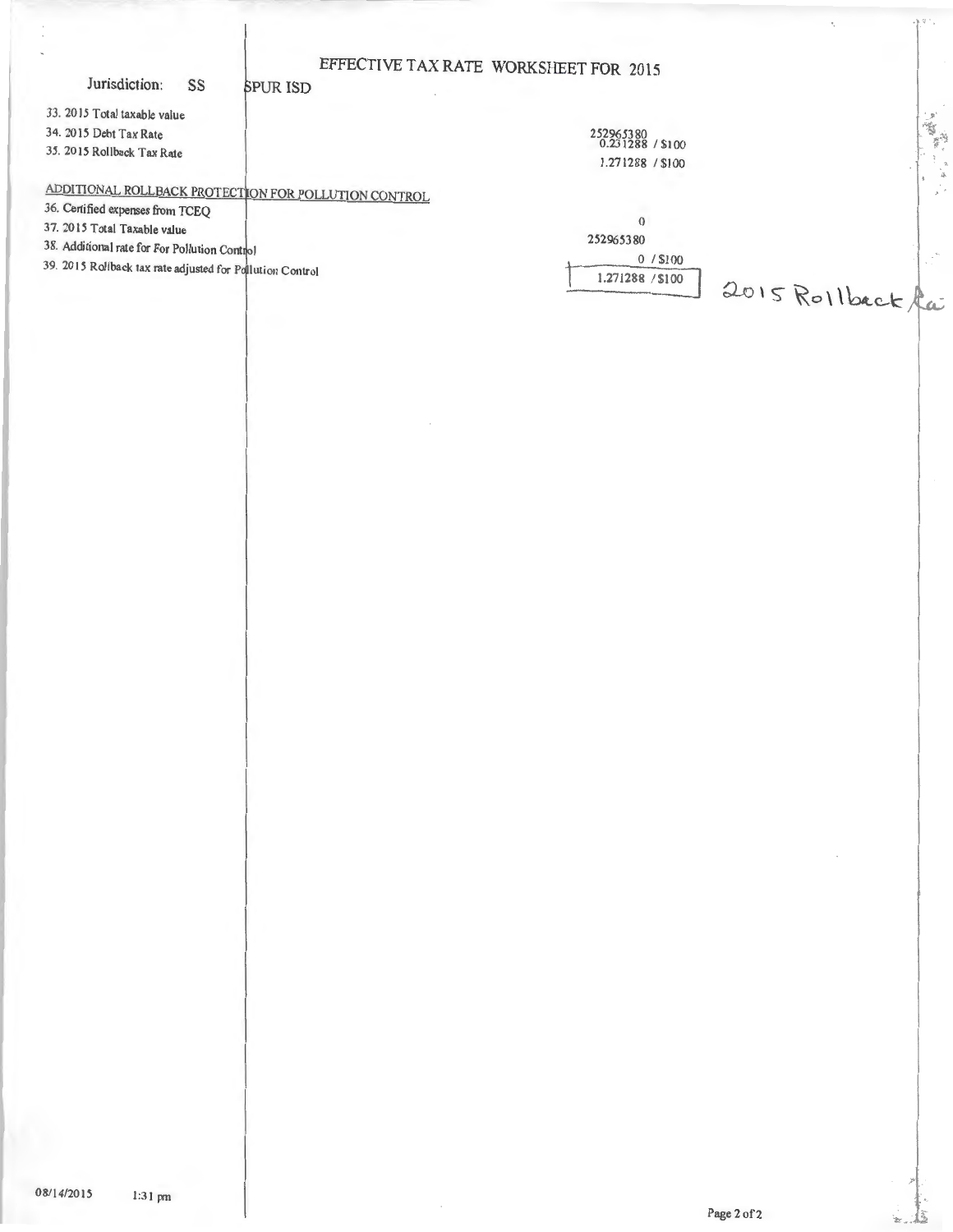# EFFECTIVE TAX RATE WORKSHEET FOR 2015

Jurisdiction: SS SPUR ISD

| | |
|---|---|
| 33. 2015 Total taxable value | 252965380 |
| 34. 2015 Debt Tax Rate | 0.231288 / $100 |
| 35. 2015 Rollback Tax Rate | 1.271288 / $100 |

## ADDITIONAL ROLLBACK PROTECTION FOR POLLUTION CONTROL

| | |
|---|---|
| 36. Certified expenses from TCEQ | 0 |
| 37. 2015 Total Taxable value | 252965380 |
| 38. Additional rate for For Pollution Control | 0 / $100 |
| 39. 2015 Rollback tax rate adjusted for Pollution Control | 1.271288 / $100 |

2015 Rollback Ra

08/14/2015 1:31 pm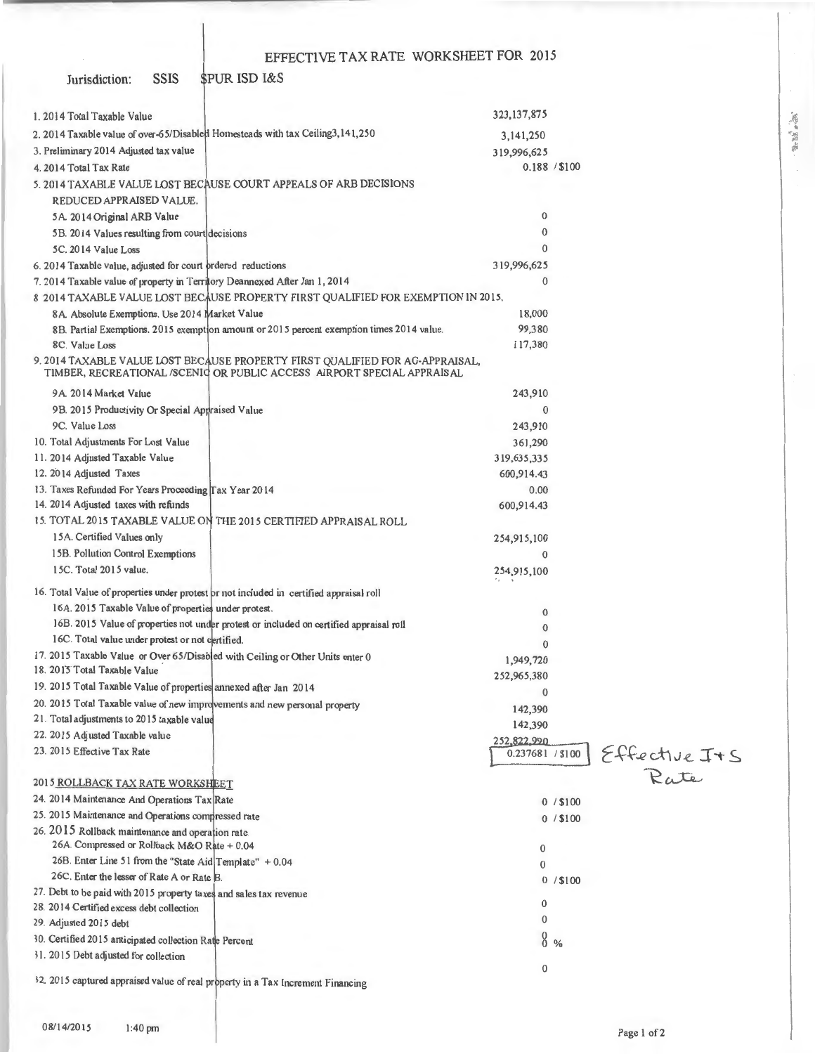# EFFECTIVE TAX RATE WORKSHEET FOR 2015

Jurisdiction: SSIS SPUR ISD I&S

| Line | Value |
|---|---|
| 1. 2014 Total Taxable Value | 323,137,875 |
| 2. 2014 Taxable value of over-65/Disabled Homesteads with tax Ceiling3,141,250 | 3,141,250 |
| 3. Preliminary 2014 Adjusted tax value | 319,996,625 |
| 4. 2014 Total Tax Rate | 0.188 / $100 |
| 5. 2014 TAXABLE VALUE LOST BECAUSE COURT APPEALS OF ARB DECISIONS REDUCED APPRAISED VALUE. | |
| 5A. 2014 Original ARB Value | 0 |
| 5B. 2014 Values resulting from court decisions | 0 |
| 5C. 2014 Value Loss | 0 |
| 6. 2014 Taxable value, adjusted for court ordered reductions | 319,996,625 |
| 7. 2014 Taxable value of property in Territory Deannexed After Jan 1, 2014 | 0 |
| 8 2014 TAXABLE VALUE LOST BECAUSE PROPERTY FIRST QUALIFIED FOR EXEMPTION IN 2015. | |
| 8A. Absolute Exemptions. Use 2014 Market Value | 18,000 |
| 8B. Partial Exemptions. 2015 exemption amount or 2015 percent exemption times 2014 value. | 99,380 |
| 8C. Value Loss | 117,380 |
| 9. 2014 TAXABLE VALUE LOST BECAUSE PROPERTY FIRST QUALIFIED FOR AG-APPRAISAL, TIMBER, RECREATIONAL /SCENIC OR PUBLIC ACCESS AIRPORT SPECIAL APPRAISAL | |
| 9A. 2014 Market Value | 243,910 |
| 9B. 2015 Productivity Or Special Appraised Value | 0 |
| 9C. Value Loss | 243,910 |
| 10. Total Adjustments For Lost Value | 361,290 |
| 11. 2014 Adjusted Taxable Value | 319,635,335 |
| 12. 2014 Adjusted Taxes | 600,914.43 |
| 13. Taxes Refunded For Years Proceeding Tax Year 2014 | 0.00 |
| 14. 2014 Adjusted taxes with refunds | 600,914.43 |
| 15. TOTAL 2015 TAXABLE VALUE ON THE 2015 CERTIFIED APPRAISAL ROLL | |
| 15A. Certified Values only | 254,915,100 |
| 15B. Pollution Control Exemptions | 0 |
| 15C. Total 2015 value. | 254,915,100 |
| 16. Total Value of properties under protest or not included in certified appraisal roll | |
| 16A. 2015 Taxable Value of properties under protest. | 0 |
| 16B. 2015 Value of properties not under protest or included on certified appraisal roll | 0 |
| 16C. Total value under protest or not certified. | 0 |
| 17. 2015 Taxable Value or Over 65/Disabled with Ceiling or Other Units enter 0 | 1,949,720 |
| 18. 2015 Total Taxable Value | 252,965,380 |
| 19. 2015 Total Taxable Value of properties annexed after Jan 2014 | 0 |
| 20. 2015 Total Taxable value of new improvements and new personal property | 142,390 |
| 21. Total adjustments to 2015 taxable value | 142,390 |
| 22. 2015 Adjusted Taxable value | 252,822,990 |
| 23. 2015 Effective Tax Rate | 0.237681 / $100 |

Effective I+S Rate

## 2015 ROLLBACK TAX RATE WORKSHEET

| Line | Value |
|---|---|
| 24. 2014 Maintenance And Operations Tax Rate | 0 / $100 |
| 25. 2015 Maintenance and Operations compressed rate | 0 / $100 |
| 26. 2015 Rollback maintenance and operation rate | |
| 26A. Compressed or Rollback M&O Rate + 0.04 | 0 |
| 26B. Enter Line 51 from the "State Aid Template" + 0.04 | 0 |
| 26C. Enter the lesser of Rate A or Rate B. | 0 / $100 |
| 27. Debt to be paid with 2015 property taxes and sales tax revenue | 0 |
| 28. 2014 Certified excess debt collection | 0 |
| 29. Adjusted 2015 debt | 0 |
| 30. Certified 2015 anticipated collection Rate Percent | 0 % |
| 31. 2015 Debt adjusted for collection | 0 |
| 32. 2015 captured appraised value of real property in a Tax Increment Financing | |

08/14/2015 1:40 pm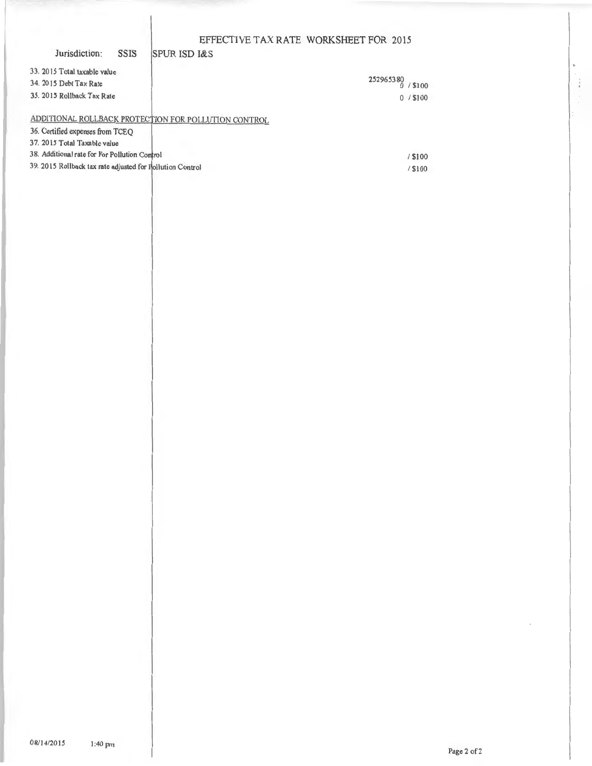# EFFECTIVE TAX RATE WORKSHEET FOR 2015

Jurisdiction: SSIS SPUR ISD I&S

| | |
|---|---|
| 33. 2015 Total taxable value | 252965380 |
| 34. 2015 Debt Tax Rate | 0 / $100 |
| 35. 2015 Rollback Tax Rate | 0 / $100 |

ADDITIONAL ROLLBACK PROTECTION FOR POLLUTION CONTROL

| | |
|---|---|
| 36. Certified expenses from TCEQ | |
| 37. 2015 Total Taxable value | |
| 38. Additional rate for For Pollution Control | / $100 |
| 39. 2015 Rollback tax rate adjusted for Pollution Control | / $100 |

08/14/2015 1:40 pm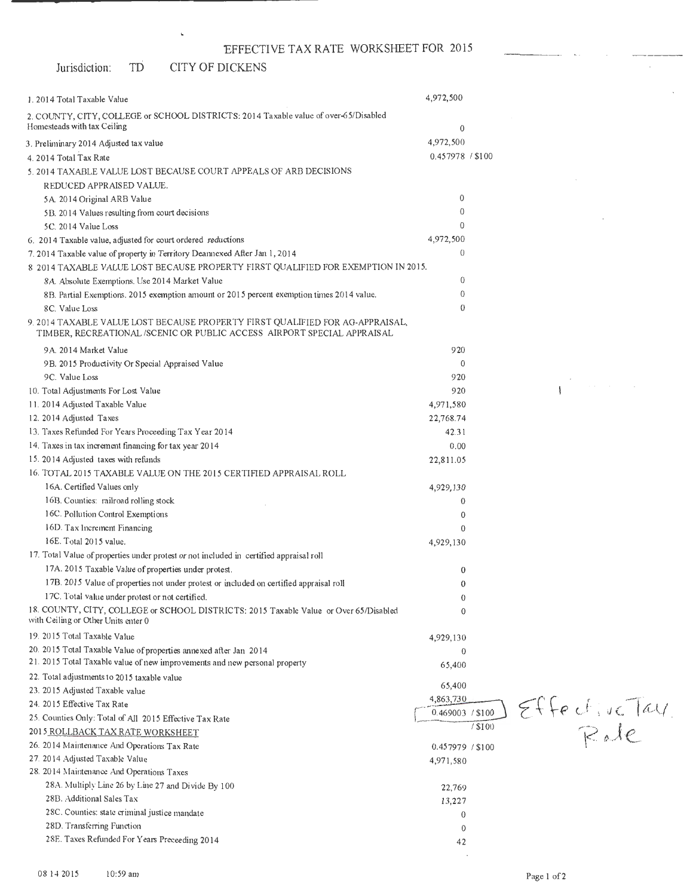# EFFECTIVE TAX RATE WORKSHEET FOR 2015

Jurisdiction: TD CITY OF DICKENS

| Item | Value |
|---|---|
| 1. 2014 Total Taxable Value | 4,972,500 |
| 2. COUNTY, CITY, COLLEGE or SCHOOL DISTRICTS: 2014 Taxable value of over-65/Disabled Homesteads with tax Ceiling | 0 |
| 3. Preliminary 2014 Adjusted tax value | 4,972,500 |
| 4. 2014 Total Tax Rate | 0.457978 / $100 |
| 5. 2014 TAXABLE VALUE LOST BECAUSE COURT APPEALS OF ARB DECISIONS REDUCED APPRAISED VALUE. | |
| 5A. 2014 Original ARB Value | 0 |
| 5B. 2014 Values resulting from court decisions | 0 |
| 5C. 2014 Value Loss | 0 |
| 6. 2014 Taxable value, adjusted for court ordered reductions | 4,972,500 |
| 7. 2014 Taxable value of property in Territory Deannexed After Jan 1, 2014 | 0 |
| 8 2014 TAXABLE VALUE LOST BECAUSE PROPERTY FIRST QUALIFIED FOR EXEMPTION IN 2015. | |
| 8A. Absolute Exemptions. Use 2014 Market Value | 0 |
| 8B. Partial Exemptions. 2015 exemption amount or 2015 percent exemption times 2014 value. | 0 |
| 8C. Value Loss | 0 |
| 9. 2014 TAXABLE VALUE LOST BECAUSE PROPERTY FIRST QUALIFIED FOR AG-APPRAISAL, TIMBER, RECREATIONAL /SCENIC OR PUBLIC ACCESS AIRPORT SPECIAL APPRAISAL | |
| 9A. 2014 Market Value | 920 |
| 9B. 2015 Productivity Or Special Appraised Value | 0 |
| 9C. Value Loss | 920 |
| 10. Total Adjustments For Lost Value | 920 |
| 11. 2014 Adjusted Taxable Value | 4,971,580 |
| 12. 2014 Adjusted Taxes | 22,768.74 |
| 13. Taxes Refunded For Years Proceeding Tax Year 2014 | 42.31 |
| 14. Taxes in tax increment financing for tax year 2014 | 0.00 |
| 15. 2014 Adjusted taxes with refunds | 22,811.05 |
| 16. TOTAL 2015 TAXABLE VALUE ON THE 2015 CERTIFIED APPRAISAL ROLL | |
| 16A. Certified Values only | 4,929,130 |
| 16B. Counties: railroad rolling stock | 0 |
| 16C. Pollution Control Exemptions | 0 |
| 16D. Tax Increment Financing | 0 |
| 16E. Total 2015 value. | 4,929,130 |
| 17. Total Value of properties under protest or not included in certified appraisal roll | |
| 17A. 2015 Taxable Value of properties under protest. | 0 |
| 17B. 2015 Value of properties not under protest or included on certified appraisal roll | 0 |
| 17C. Total value under protest or not certified. | 0 |
| 18. COUNTY, CITY, COLLEGE or SCHOOL DISTRICTS: 2015 Taxable Value or Over 65/Disabled with Ceiling or Other Units enter 0 | 0 |
| 19. 2015 Total Taxable Value | 4,929,130 |
| 20. 2015 Total Taxable Value of properties annexed after Jan 2014 | 0 |
| 21. 2015 Total Taxable value of new improvements and new personal property | 65,400 |
| 22. Total adjustments to 2015 taxable value | 65,400 |
| 23. 2015 Adjusted Taxable value | 4,863,730 |
| 24. 2015 Effective Tax Rate | 0.469003 / $100 |
| 25. Counties Only: Total of All 2015 Effective Tax Rate | / $100 |

Effective Tax Rate

## 2015 ROLLBACK TAX RATE WORKSHEET

| Item | Value |
|---|---|
| 26. 2014 Maintenance And Operations Tax Rate | 0.457979 / $100 |
| 27. 2014 Adjusted Taxable Value | 4,971,580 |
| 28. 2014 Maintenance And Operations Taxes | |
| 28A. Multiply Line 26 by Line 27 and Divide By 100 | 22,769 |
| 28B. Additional Sales Tax | 13,227 |
| 28C. Counties: state criminal justice mandate | 0 |
| 28D. Transferring Function | 0 |
| 28E. Taxes Refunded For Years Preceeding 2014 | 42 |

08 14 2015 10:59 am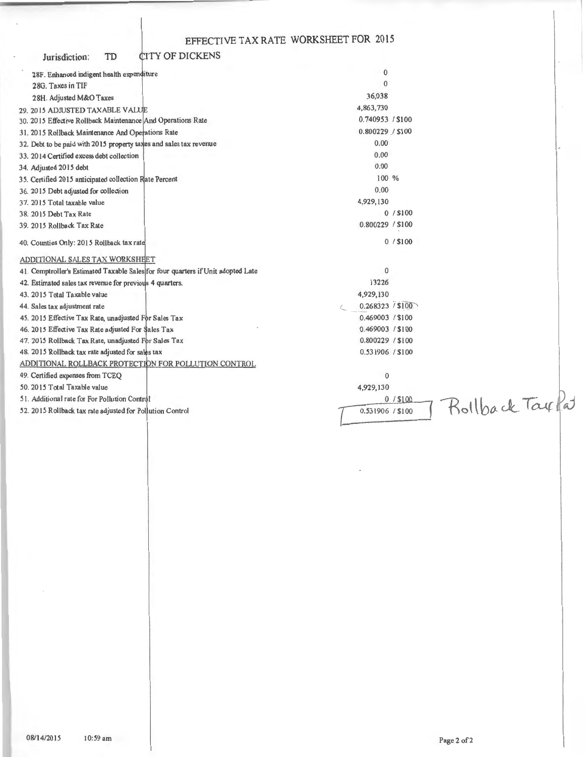# EFFECTIVE TAX RATE WORKSHEET FOR 2015

Jurisdiction: TD CITY OF DICKENS

| | |
|---|---|
| 28F. Enhanced indigent health expenditure | 0 |
| 28G. Taxes in TIF | 0 |
| 28H. Adjusted M&O Taxes | 36,038 |
| 29. 2015 ADJUSTED TAXABLE VALUE | 4,863,730 |
| 30. 2015 Effective Rollback Maintenance And Operations Rate | 0.740953 / $100 |
| 31. 2015 Rollback Maintenance And Operations Rate | 0.800229 / $100 |
| 32. Debt to be paid with 2015 property taxes and sales tax revenue | 0.00 |
| 33. 2014 Certified excess debt collection | 0.00 |
| 34. Adjusted 2015 debt | 0.00 |
| 35. Certified 2015 anticipated collection Rate Percent | 100 % |
| 36. 2015 Debt adjusted for collection | 0.00 |
| 37. 2015 Total taxable value | 4,929,130 |
| 38. 2015 Debt Tax Rate | 0 / $100 |
| 39. 2015 Rollback Tax Rate | 0.800229 / $100 |
| 40. Counties Only: 2015 Rollback tax rate | 0 / $100 |

## ADDITIONAL SALES TAX WORKSHEET

| | |
|---|---|
| 41. Comptroller's Estimated Taxable Sales for four quarters if Unit adopted Late | 0 |
| 42. Estimated sales tax revenue for previous 4 quarters. | 13226 |
| 43. 2015 Total Taxable value | 4,929,130 |
| 44. Sales tax adjustment rate | 0.268323 / $100 |
| 45. 2015 Effective Tax Rate, unadjusted For Sales Tax | 0.469003 / $100 |
| 46. 2015 Effective Tax Rate adjusted For Sales Tax | 0.469003 / $100 |
| 47. 2015 Rollback Tax Rate, unadjusted For Sales Tax | 0.800229 / $100 |
| 48. 2015 Rollback tax rate adjusted for sales tax | 0.531906 / $100 |

## ADDITIONAL ROLLBACK PROTECTION FOR POLLUTION CONTROL

| | |
|---|---|
| 49. Certified expenses from TCEQ | 0 |
| 50. 2015 Total Taxable value | 4,929,130 |
| 51. Additional rate for For Pollution Control | 0 / $100 |
| 52. 2015 Rollback tax rate adjusted for Pollution Control | 0.531906 / $100 |

Rollback Tax Rate

08/14/2015 10:59 am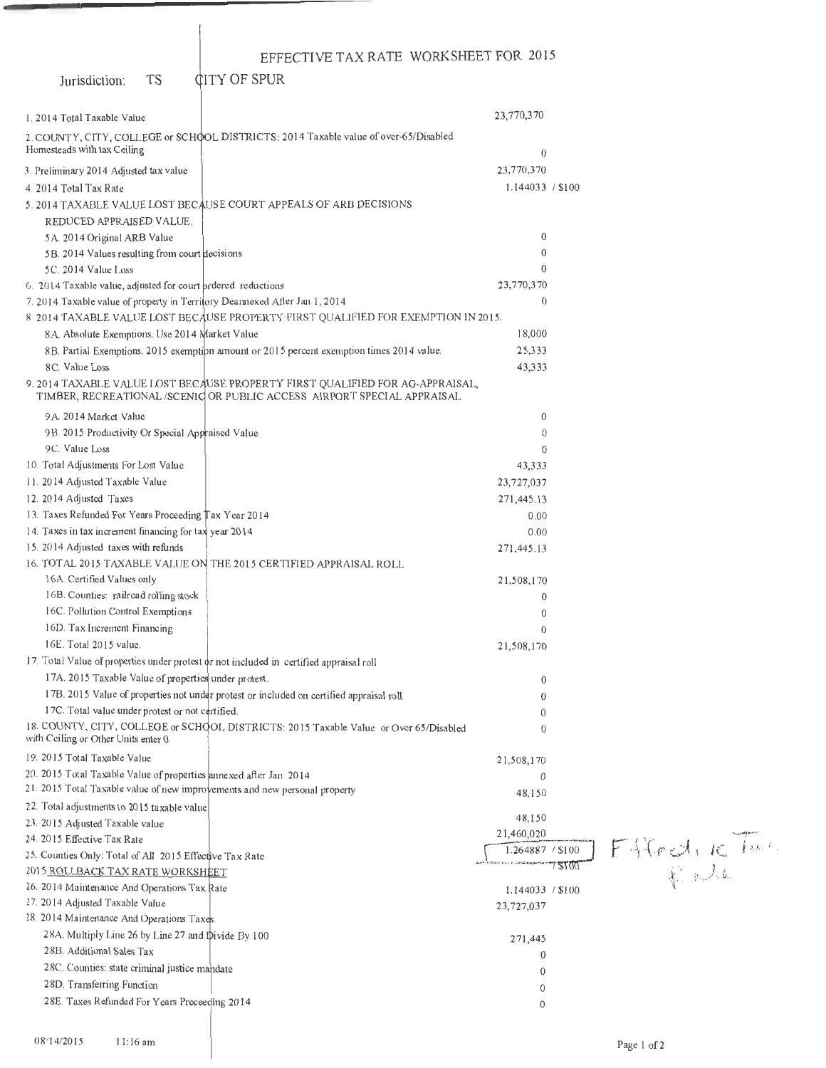# EFFECTIVE TAX RATE WORKSHEET FOR 2015

Jurisdiction: TS CITY OF SPUR

| Item | Value |
|---|---|
| 1. 2014 Total Taxable Value | 23,770,370 |
| 2. COUNTY, CITY, COLLEGE or SCHOOL DISTRICTS: 2014 Taxable value of over-65/Disabled Homesteads with tax Ceiling | 0 |
| 3. Preliminary 2014 Adjusted tax value | 23,770,370 |
| 4. 2014 Total Tax Rate | 1.144033 / $100 |
| 5. 2014 TAXABLE VALUE LOST BECAUSE COURT APPEALS OF ARB DECISIONS REDUCED APPRAISED VALUE. | |
| 5A. 2014 Original ARB Value | 0 |
| 5B. 2014 Values resulting from court decisions | 0 |
| 5C. 2014 Value Loss | 0 |
| 6. 2014 Taxable value, adjusted for court ordered reductions | 23,770,370 |
| 7. 2014 Taxable value of property in Territory Deannexed After Jan 1, 2014 | 0 |
| 8. 2014 TAXABLE VALUE LOST BECAUSE PROPERTY FIRST QUALIFIED FOR EXEMPTION IN 2015. | |
| 8A. Absolute Exemptions. Use 2014 Market Value | 18,000 |
| 8B. Partial Exemptions. 2015 exemption amount or 2015 percent exemption times 2014 value. | 25,333 |
| 8C. Value Loss | 43,333 |
| 9. 2014 TAXABLE VALUE LOST BECAUSE PROPERTY FIRST QUALIFIED FOR AG-APPRAISAL, TIMBER, RECREATIONAL /SCENIC OR PUBLIC ACCESS AIRPORT SPECIAL APPRAISAL | |
| 9A. 2014 Market Value | 0 |
| 9B. 2015 Productivity Or Special Appraised Value | 0 |
| 9C. Value Loss | 0 |
| 10. Total Adjustments For Lost Value | 43,333 |
| 11. 2014 Adjusted Taxable Value | 23,727,037 |
| 12. 2014 Adjusted Taxes | 271,445.13 |
| 13. Taxes Refunded For Years Proceeding Tax Year 2014 | 0.00 |
| 14. Taxes in tax increment financing for tax year 2014 | 0.00 |
| 15. 2014 Adjusted taxes with refunds | 271,445.13 |
| 16. TOTAL 2015 TAXABLE VALUE ON THE 2015 CERTIFIED APPRAISAL ROLL | |
| 16A. Certified Values only | 21,508,170 |
| 16B. Counties: railroad rolling stock | 0 |
| 16C. Pollution Control Exemptions | 0 |
| 16D. Tax Increment Financing | 0 |
| 16E. Total 2015 value. | 21,508,170 |
| 17. Total Value of properties under protest or not included in certified appraisal roll | |
| 17A. 2015 Taxable Value of properties under protest. | 0 |
| 17B. 2015 Value of properties not under protest or included on certified appraisal roll | 0 |
| 17C. Total value under protest or not certified. | 0 |
| 18. COUNTY, CITY, COLLEGE or SCHOOL DISTRICTS: 2015 Taxable Value or Over 65/Disabled with Ceiling or Other Units enter 0 | 0 |
| 19. 2015 Total Taxable Value | 21,508,170 |
| 20. 2015 Total Taxable Value of properties annexed after Jan 2014 | 0 |
| 21. 2015 Total Taxable value of new improvements and new personal property | 48,150 |
| 22. Total adjustments to 2015 taxable value | 48,150 |
| 23. 2015 Adjusted Taxable value | 21,460,020 |
| 24. 2015 Effective Tax Rate | 1.264887 / $100 |
| 25. Counties Only: Total of All 2015 Effective Tax Rate | / $100 |

Effective Tax Rate

## 2015 ROLLBACK TAX RATE WORKSHEET

| Item | Value |
|---|---|
| 26. 2014 Maintenance And Operations Tax Rate | 1.144033 / $100 |
| 27. 2014 Adjusted Taxable Value | 23,727,037 |
| 28. 2014 Maintenance And Operations Taxes | |
| 28A. Multiply Line 26 by Line 27 and Divide By 100 | 271,445 |
| 28B. Additional Sales Tax | 0 |
| 28C. Counties: state criminal justice mandate | 0 |
| 28D. Transferring Function | 0 |
| 28E. Taxes Refunded For Years Preceeding 2014 | 0 |

08/14/2015 11:16 am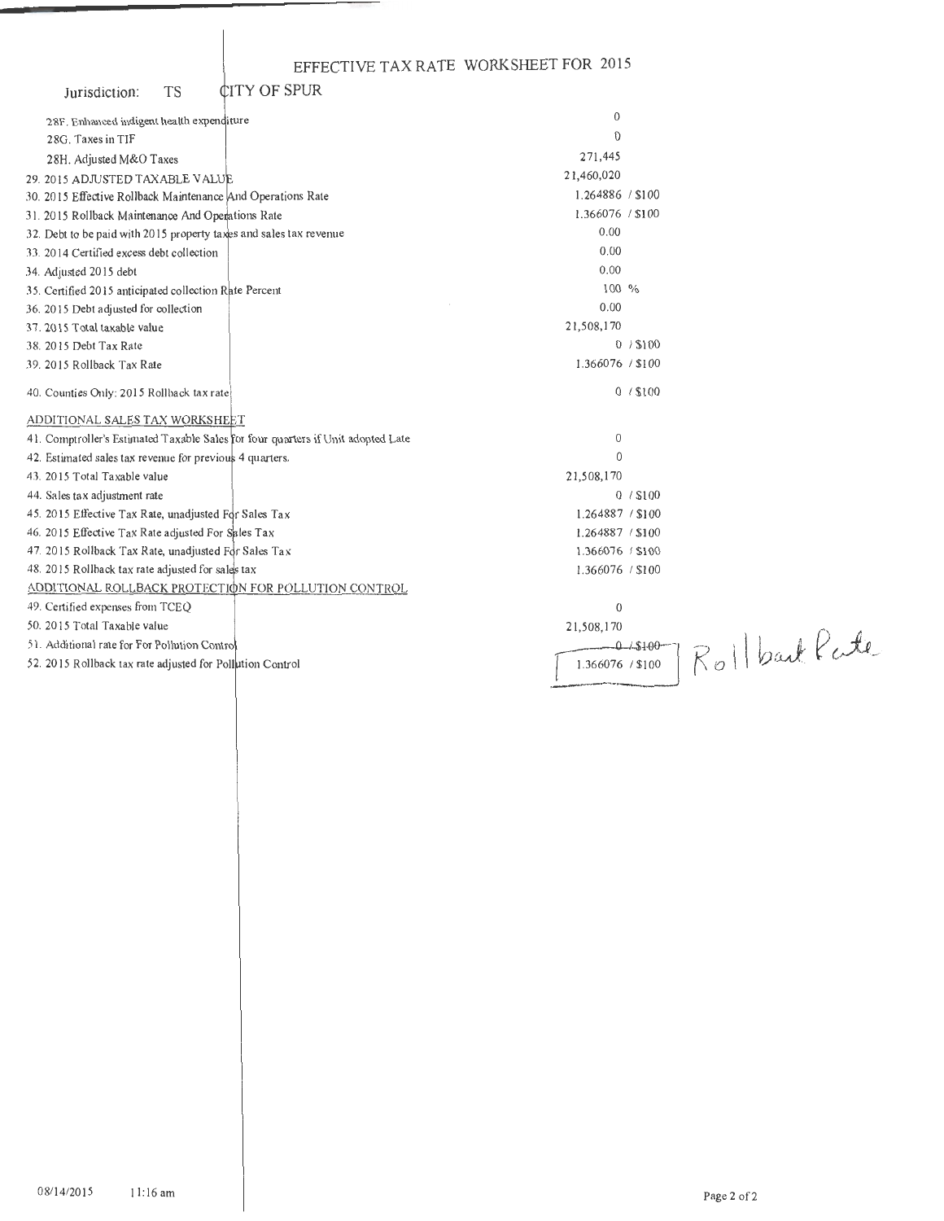# EFFECTIVE TAX RATE WORKSHEET FOR 2015

Jurisdiction: TS CITY OF SPUR

| Item | Value |
|---|---|
| 28F. Enhanced indigent health expenditure | 0 |
| 28G. Taxes in TIF | 0 |
| 28H. Adjusted M&O Taxes | 271,445 |
| 29. 2015 ADJUSTED TAXABLE VALUE | 21,460,020 |
| 30. 2015 Effective Rollback Maintenance And Operations Rate | 1.264886 / $100 |
| 31. 2015 Rollback Maintenance And Operations Rate | 1.366076 / $100 |
| 32. Debt to be paid with 2015 property taxes and sales tax revenue | 0.00 |
| 33. 2014 Certified excess debt collection | 0.00 |
| 34. Adjusted 2015 debt | 0.00 |
| 35. Certified 2015 anticipated collection Rate Percent | 100 % |
| 36. 2015 Debt adjusted for collection | 0.00 |
| 37. 2015 Total taxable value | 21,508,170 |
| 38. 2015 Debt Tax Rate | 0 / $100 |
| 39. 2015 Rollback Tax Rate | 1.366076 / $100 |
| 40. Counties Only: 2015 Rollback tax rate | 0 / $100 |

## ADDITIONAL SALES TAX WORKSHEET

| Item | Value |
|---|---|
| 41. Comptroller's Estimated Taxable Sales for four quarters if Unit adopted Late | 0 |
| 42. Estimated sales tax revenue for previous 4 quarters. | 0 |
| 43. 2015 Total Taxable value | 21,508,170 |
| 44. Sales tax adjustment rate | 0 / $100 |
| 45. 2015 Effective Tax Rate, unadjusted For Sales Tax | 1.264887 / $100 |
| 46. 2015 Effective Tax Rate adjusted For Sales Tax | 1.264887 / $100 |
| 47. 2015 Rollback Tax Rate, unadjusted For Sales Tax | 1.366076 / $100 |
| 48. 2015 Rollback tax rate adjusted for sales tax | 1.366076 / $100 |

## ADDITIONAL ROLLBACK PROTECTION FOR POLLUTION CONTROL

| Item | Value |
|---|---|
| 49. Certified expenses from TCEQ | 0 |
| 50. 2015 Total Taxable value | 21,508,170 |
| 51. Additional rate for For Pollution Control | 0 / $100 |
| 52. 2015 Rollback tax rate adjusted for Pollution Control | 1.366076 / $100 |

Rollback Rate

08/14/2015 11:16 am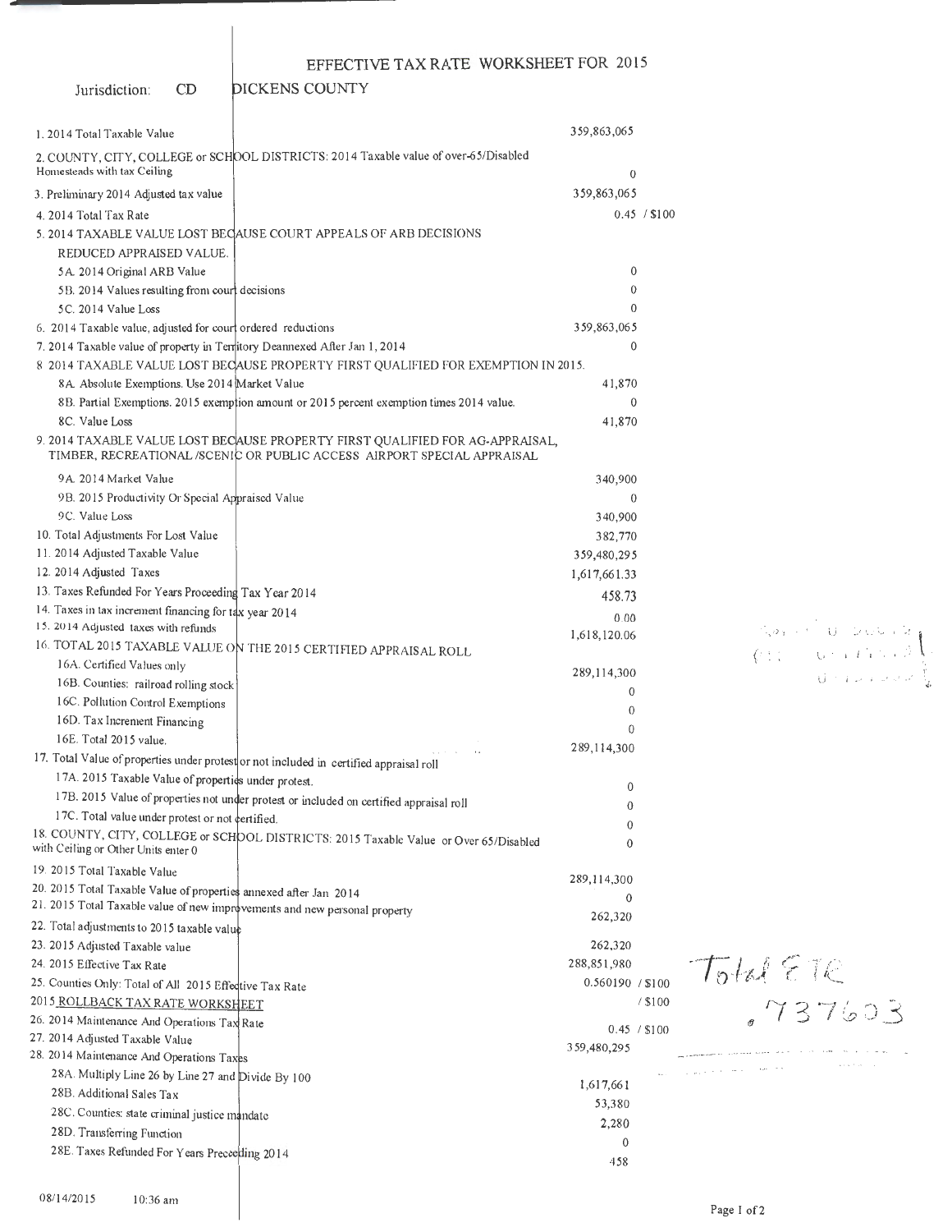# EFFECTIVE TAX RATE WORKSHEET FOR 2015

Jurisdiction: CD DICKENS COUNTY

| Line | Value |
|---|---|
| 1. 2014 Total Taxable Value | 359,863,065 |
| 2. COUNTY, CITY, COLLEGE or SCHOOL DISTRICTS: 2014 Taxable value of over-65/Disabled Homesteads with tax Ceiling | 0 |
| 3. Preliminary 2014 Adjusted tax value | 359,863,065 |
| 4. 2014 Total Tax Rate | 0.45 / $100 |
| 5. 2014 TAXABLE VALUE LOST BECAUSE COURT APPEALS OF ARB DECISIONS REDUCED APPRAISED VALUE. | |
| 5A. 2014 Original ARB Value | 0 |
| 5B. 2014 Values resulting from court decisions | 0 |
| 5C. 2014 Value Loss | 0 |
| 6. 2014 Taxable value, adjusted for court ordered reductions | 359,863,065 |
| 7. 2014 Taxable value of property in Territory Deannexed After Jan 1, 2014 | 0 |
| 8. 2014 TAXABLE VALUE LOST BECAUSE PROPERTY FIRST QUALIFIED FOR EXEMPTION IN 2015. | |
| 8A. Absolute Exemptions. Use 2014 Market Value | 41,870 |
| 8B. Partial Exemptions. 2015 exemption amount or 2015 percent exemption times 2014 value. | 0 |
| 8C. Value Loss | 41,870 |
| 9. 2014 TAXABLE VALUE LOST BECAUSE PROPERTY FIRST QUALIFIED FOR AG-APPRAISAL, TIMBER, RECREATIONAL /SCENIC OR PUBLIC ACCESS AIRPORT SPECIAL APPRAISAL | |
| 9A. 2014 Market Value | 340,900 |
| 9B. 2015 Productivity Or Special Appraised Value | 0 |
| 9C. Value Loss | 340,900 |
| 10. Total Adjustments For Lost Value | 382,770 |
| 11. 2014 Adjusted Taxable Value | 359,480,295 |
| 12. 2014 Adjusted Taxes | 1,617,661.33 |
| 13. Taxes Refunded For Years Proceeding Tax Year 2014 | 458.73 |
| 14. Taxes in tax increment financing for tax year 2014 | 0.00 |
| 15. 2014 Adjusted taxes with refunds | 1,618,120.06 |
| 16. TOTAL 2015 TAXABLE VALUE ON THE 2015 CERTIFIED APPRAISAL ROLL | |
| 16A. Certified Values only | 289,114,300 |
| 16B. Counties: railroad rolling stock | 0 |
| 16C. Pollution Control Exemptions | 0 |
| 16D. Tax Increment Financing | 0 |
| 16E. Total 2015 value. | 289,114,300 |
| 17. Total Value of properties under protest or not included in certified appraisal roll | |
| 17A. 2015 Taxable Value of properties under protest. | 0 |
| 17B. 2015 Value of properties not under protest or included on certified appraisal roll | 0 |
| 17C. Total value under protest or not certified. | 0 |
| 18. COUNTY, CITY, COLLEGE or SCHOOL DISTRICTS: 2015 Taxable Value or Over 65/Disabled with Ceiling or Other Units enter 0 | 0 |
| 19. 2015 Total Taxable Value | 289,114,300 |
| 20. 2015 Total Taxable Value of properties annexed after Jan 2014 | 0 |
| 21. 2015 Total Taxable value of new improvements and new personal property | 262,320 |
| 22. Total adjustments to 2015 taxable value | 262,320 |
| 23. 2015 Adjusted Taxable value | 288,851,980 |
| 24. 2015 Effective Tax Rate | 0.560190 / $100 |
| 25. Counties Only: Total of All 2015 Effective Tax Rate | / $100 |

Total ETR .737603

**2015 ROLLBACK TAX RATE WORKSHEET**

| Line | Value |
|---|---|
| 26. 2014 Maintenance And Operations Tax Rate | 0.45 / $100 |
| 27. 2014 Adjusted Taxable Value | 359,480,295 |
| 28. 2014 Maintenance And Operations Taxes | |
| 28A. Multiply Line 26 by Line 27 and Divide By 100 | 1,617,661 |
| 28B. Additional Sales Tax | 53,380 |
| 28C. Counties: state criminal justice mandate | 2,280 |
| 28D. Transferring Function | 0 |
| 28E. Taxes Refunded For Years Preceeding 2014 | 458 |

08/14/2015 10:36 am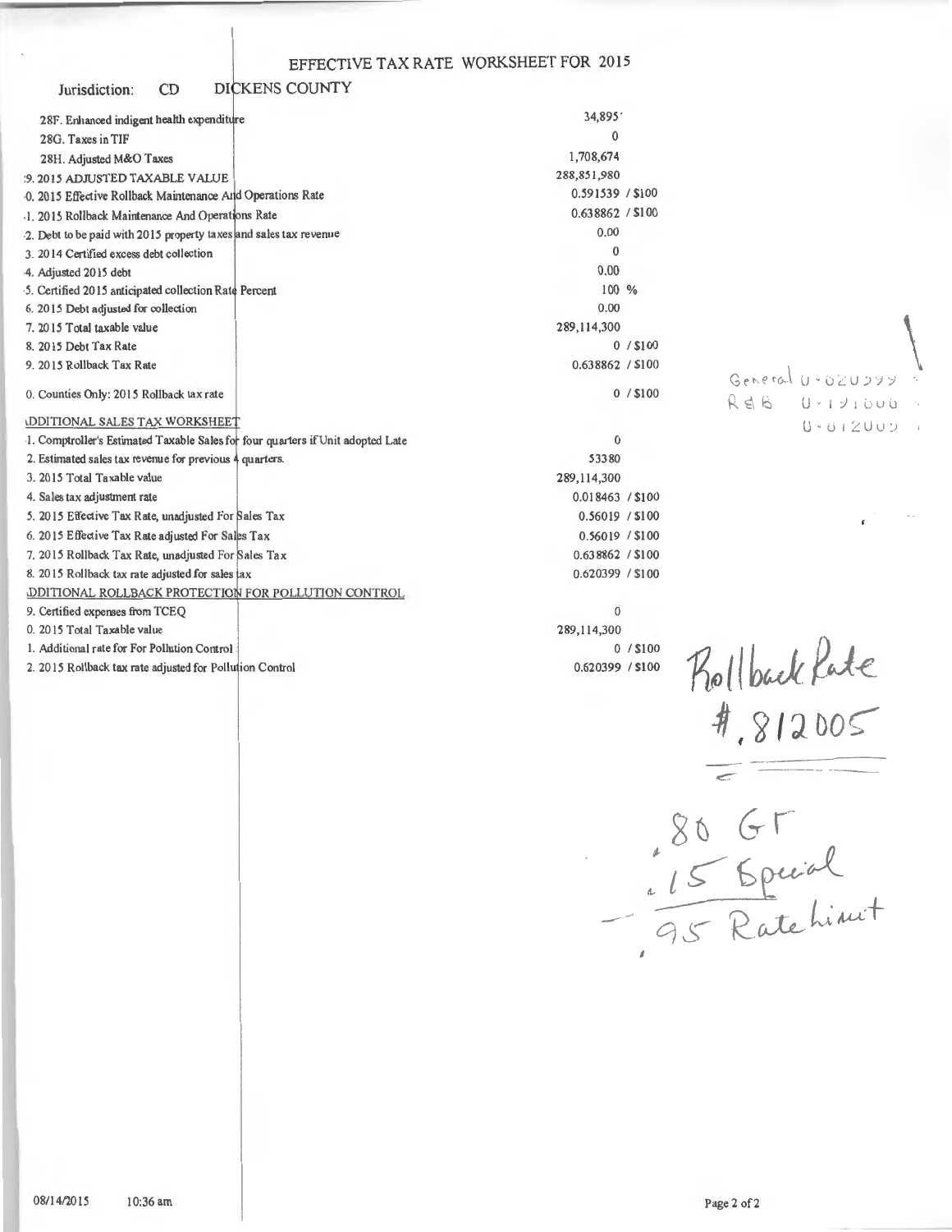# EFFECTIVE TAX RATE WORKSHEET FOR 2015

Jurisdiction: CD DICKENS COUNTY

| Item | Value |
|---|---|
| 28F. Enhanced indigent health expenditure | 34,895 |
| 28G. Taxes in TIF | 0 |
| 28H. Adjusted M&O Taxes | 1,708,674 |
| 29. 2015 ADJUSTED TAXABLE VALUE | 288,851,980 |
| 30. 2015 Effective Rollback Maintenance And Operations Rate | 0.591539 / $100 |
| 31. 2015 Rollback Maintenance And Operations Rate | 0.638862 / $100 |
| 32. Debt to be paid with 2015 property taxes and sales tax revenue | 0.00 |
| 33. 2014 Certified excess debt collection | 0 |
| 34. Adjusted 2015 debt | 0.00 |
| 35. Certified 2015 anticipated collection Rate Percent | 100 % |
| 36. 2015 Debt adjusted for collection | 0.00 |
| 37. 2015 Total taxable value | 289,114,300 |
| 38. 2015 Debt Tax Rate | 0 / $100 |
| 39. 2015 Rollback Tax Rate | 0.638862 / $100 |
| 40. Counties Only: 2015 Rollback tax rate | 0 / $100 |

## ADDITIONAL SALES TAX WORKSHEET

| Item | Value |
|---|---|
| 41. Comptroller's Estimated Taxable Sales for four quarters if Unit adopted Late | 0 |
| 42. Estimated sales tax revenue for previous 4 quarters. | 53380 |
| 43. 2015 Total Taxable value | 289,114,300 |
| 44. Sales tax adjustment rate | 0.018463 / $100 |
| 45. 2015 Effective Tax Rate, unadjusted For Sales Tax | 0.56019 / $100 |
| 46. 2015 Effective Tax Rate adjusted For Sales Tax | 0.56019 / $100 |
| 47. 2015 Rollback Tax Rate, unadjusted For Sales Tax | 0.638862 / $100 |
| 48. 2015 Rollback tax rate adjusted for sales tax | 0.620399 / $100 |

## ADDITIONAL ROLLBACK PROTECTION FOR POLLUTION CONTROL

| Item | Value |
|---|---|
| 49. Certified expenses from TCEQ | 0 |
| 50. 2015 Total Taxable value | 289,114,300 |
| 51. Additional rate for For Pollution Control | 0 / $100 |
| 52. 2015 Rollback tax rate adjusted for Pollution Control | 0.620399 / $100 |

General 0.620399
R&B 0.191606
0.812005

Rollback Rate
#.812005

.80 GF
.15 Special
.95 Rate Limit

08/14/2015 10:36 am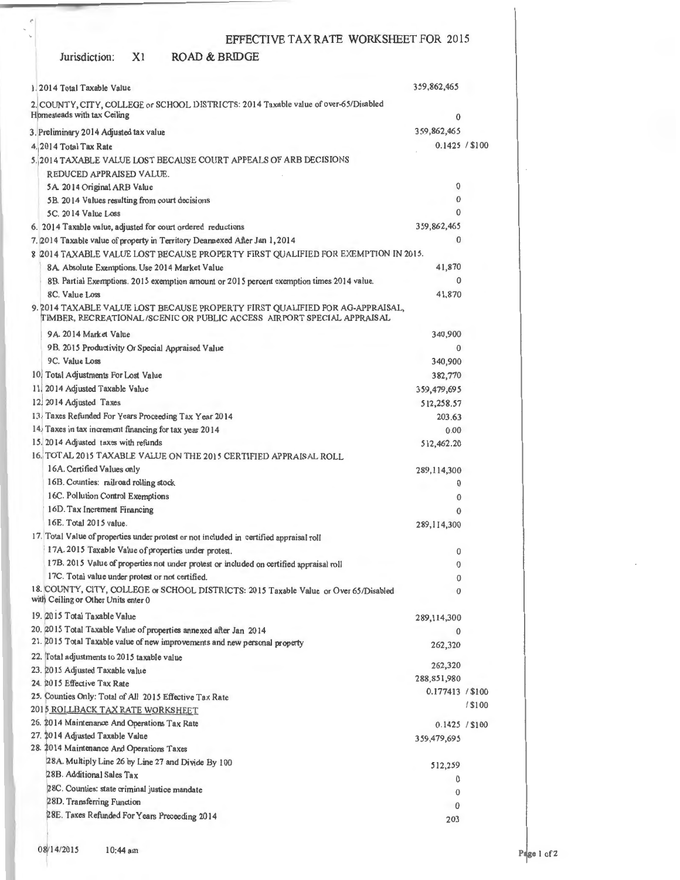# EFFECTIVE TAX RATE WORKSHEET FOR 2015

Jurisdiction: X1 ROAD & BRIDGE

| Line | Value |
|---|---|
| 1. 2014 Total Taxable Value | 359,862,465 |
| 2. COUNTY, CITY, COLLEGE or SCHOOL DISTRICTS: 2014 Taxable value of over-65/Disabled Homesteads with tax Ceiling | 0 |
| 3. Preliminary 2014 Adjusted tax value | 359,862,465 |
| 4. 2014 Total Tax Rate | 0.1425 / $100 |
| 5. 2014 TAXABLE VALUE LOST BECAUSE COURT APPEALS OF ARB DECISIONS REDUCED APPRAISED VALUE. | |
| 5A. 2014 Original ARB Value | 0 |
| 5B. 2014 Values resulting from court decisions | 0 |
| 5C. 2014 Value Loss | 0 |
| 6. 2014 Taxable value, adjusted for court ordered reductions | 359,862,465 |
| 7. 2014 Taxable value of property in Territory Deannexed After Jan 1, 2014 | 0 |
| 8. 2014 TAXABLE VALUE LOST BECAUSE PROPERTY FIRST QUALIFIED FOR EXEMPTION IN 2015. | |
| 8A. Absolute Exemptions. Use 2014 Market Value | 41,870 |
| 8B. Partial Exemptions. 2015 exemption amount or 2015 percent exemption times 2014 value. | 0 |
| 8C. Value Loss | 41,870 |
| 9. 2014 TAXABLE VALUE LOST BECAUSE PROPERTY FIRST QUALIFIED FOR AG-APPRAISAL, TIMBER, RECREATIONAL /SCENIC OR PUBLIC ACCESS AIRPORT SPECIAL APPRAISAL | |
| 9A. 2014 Market Value | 340,900 |
| 9B. 2015 Productivity Or Special Appraised Value | 0 |
| 9C. Value Loss | 340,900 |
| 10. Total Adjustments For Lost Value | 382,770 |
| 11. 2014 Adjusted Taxable Value | 359,479,695 |
| 12. 2014 Adjusted Taxes | 512,258.57 |
| 13. Taxes Refunded For Years Proceeding Tax Year 2014 | 203.63 |
| 14. Taxes in tax increment financing for tax year 2014 | 0.00 |
| 15. 2014 Adjusted taxes with refunds | 512,462.20 |
| 16. TOTAL 2015 TAXABLE VALUE ON THE 2015 CERTIFIED APPRAISAL ROLL | |
| 16A. Certified Values only | 289,114,300 |
| 16B. Counties: railroad rolling stock | 0 |
| 16C. Pollution Control Exemptions | 0 |
| 16D. Tax Increment Financing | 0 |
| 16E. Total 2015 value. | 289,114,300 |
| 17. Total Value of properties under protest or not included in certified appraisal roll | |
| 17A. 2015 Taxable Value of properties under protest. | 0 |
| 17B. 2015 Value of properties not under protest or included on certified appraisal roll | 0 |
| 17C. Total value under protest or not certified. | 0 |
| 18. COUNTY, CITY, COLLEGE or SCHOOL DISTRICTS: 2015 Taxable Value or Over 65/Disabled with Ceiling or Other Units enter 0 | 0 |
| 19. 2015 Total Taxable Value | 289,114,300 |
| 20. 2015 Total Taxable Value of properties annexed after Jan 2014 | 0 |
| 21. 2015 Total Taxable value of new improvements and new personal property | 262,320 |
| 22. Total adjustments to 2015 taxable value | 262,320 |
| 23. 2015 Adjusted Taxable value | 288,851,980 |
| 24. 2015 Effective Tax Rate | 0.177413 / $100 |
| 25. Counties Only: Total of All 2015 Effective Tax Rate | / $100 |

## 2015 ROLLBACK TAX RATE WORKSHEET

| Line | Value |
|---|---|
| 26. 2014 Maintenance And Operations Tax Rate | 0.1425 / $100 |
| 27. 2014 Adjusted Taxable Value | 359,479,695 |
| 28. 2014 Maintenance And Operations Taxes | |
| 28A. Multiply Line 26 by Line 27 and Divide By 100 | 512,259 |
| 28B. Additional Sales Tax | 0 |
| 28C. Counties: state criminal justice mandate | 0 |
| 28D. Transferring Function | 0 |
| 28E. Taxes Refunded For Years Preceeding 2014 | 203 |

08/14/2015 10:44 am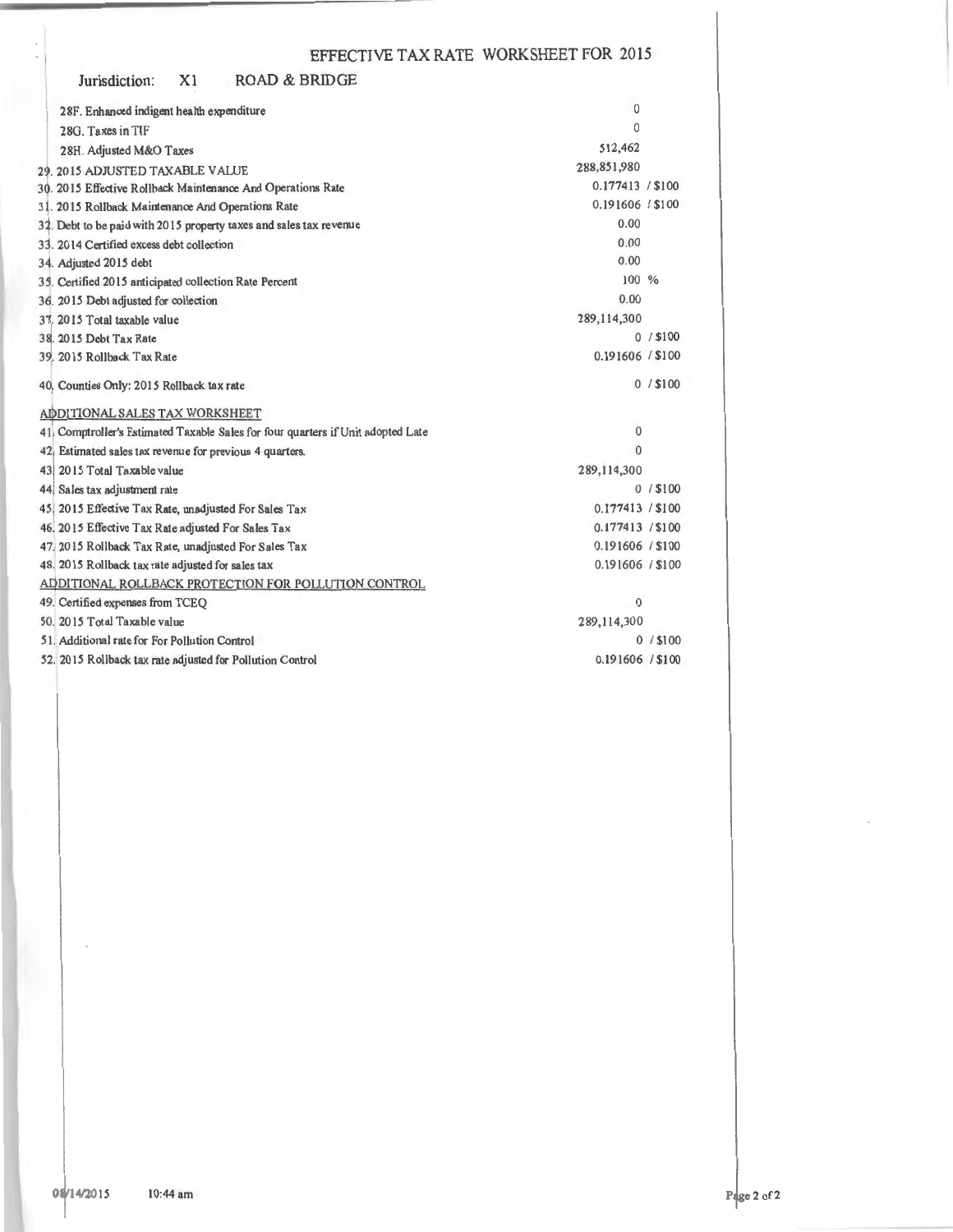# EFFECTIVE TAX RATE WORKSHEET FOR 2015

Jurisdiction: X1 ROAD & BRIDGE

| | |
|---|---|
| 28F. Enhanced indigent health expenditure | 0 |
| 28G. Taxes in TIF | 0 |
| 28H. Adjusted M&O Taxes | 512,462 |
| 29. 2015 ADJUSTED TAXABLE VALUE | 288,851,980 |
| 30. 2015 Effective Rollback Maintenance And Operations Rate | 0.177413 / $100 |
| 31. 2015 Rollback Maintenance And Operations Rate | 0.191606 / $100 |
| 32. Debt to be paid with 2015 property taxes and sales tax revenue | 0.00 |
| 33. 2014 Certified excess debt collection | 0.00 |
| 34. Adjusted 2015 debt | 0.00 |
| 35. Certified 2015 anticipated collection Rate Percent | 100 % |
| 36. 2015 Debt adjusted for collection | 0.00 |
| 37. 2015 Total taxable value | 289,114,300 |
| 38. 2015 Debt Tax Rate | 0 / $100 |
| 39. 2015 Rollback Tax Rate | 0.191606 / $100 |
| 40. Counties Only: 2015 Rollback tax rate | 0 / $100 |

ADDITIONAL SALES TAX WORKSHEET

| | |
|---|---|
| 41. Comptroller's Estimated Taxable Sales for four quarters if Unit adopted Late | 0 |
| 42. Estimated sales tax revenue for previous 4 quarters. | 0 |
| 43. 2015 Total Taxable value | 289,114,300 |
| 44. Sales tax adjustment rate | 0 / $100 |
| 45. 2015 Effective Tax Rate, unadjusted For Sales Tax | 0.177413 / $100 |
| 46. 2015 Effective Tax Rate adjusted For Sales Tax | 0.177413 / $100 |
| 47. 2015 Rollback Tax Rate, unadjusted For Sales Tax | 0.191606 / $100 |
| 48. 2015 Rollback tax rate adjusted for sales tax | 0.191606 / $100 |

ADDITIONAL ROLLBACK PROTECTION FOR POLLUTION CONTROL

| | |
|---|---|
| 49. Certified expenses from TCEQ | 0 |
| 50. 2015 Total Taxable value | 289,114,300 |
| 51. Additional rate for For Pollution Control | 0 / $100 |
| 52. 2015 Rollback tax rate adjusted for Pollution Control | 0.191606 / $100 |

08/14/2015 10:44 am